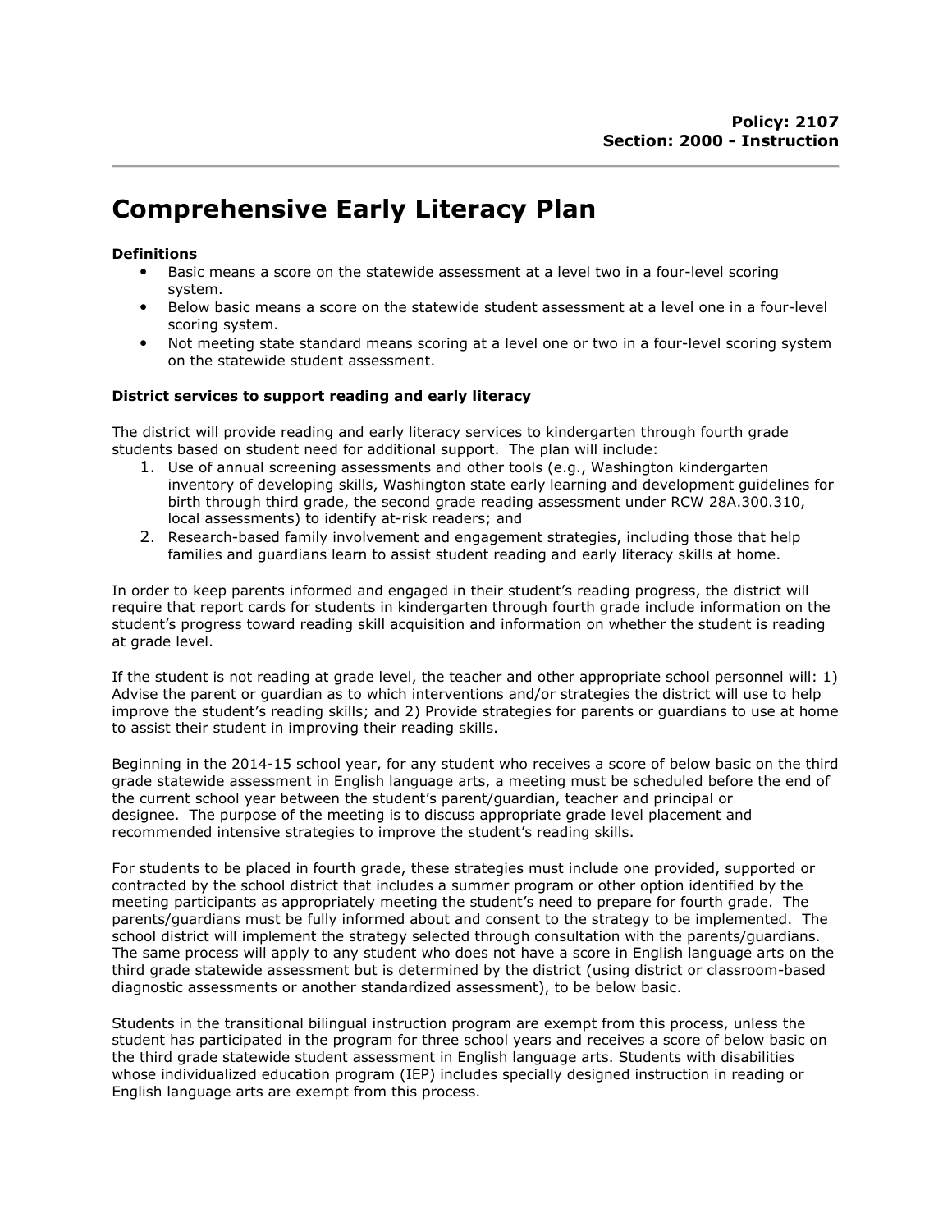**Policy: 2107**
**Section: 2000 - Instruction**

# Comprehensive Early Literacy Plan

**Definitions**

- Basic means a score on the statewide assessment at a level two in a four-level scoring system.
- Below basic means a score on the statewide student assessment at a level one in a four-level scoring system.
- Not meeting state standard means scoring at a level one or two in a four-level scoring system on the statewide student assessment.

**District services to support reading and early literacy**

The district will provide reading and early literacy services to kindergarten through fourth grade students based on student need for additional support. The plan will include:

1. Use of annual screening assessments and other tools (e.g., Washington kindergarten inventory of developing skills, Washington state early learning and development guidelines for birth through third grade, the second grade reading assessment under RCW 28A.300.310, local assessments) to identify at-risk readers; and
2. Research-based family involvement and engagement strategies, including those that help families and guardians learn to assist student reading and early literacy skills at home.

In order to keep parents informed and engaged in their student's reading progress, the district will require that report cards for students in kindergarten through fourth grade include information on the student's progress toward reading skill acquisition and information on whether the student is reading at grade level.

If the student is not reading at grade level, the teacher and other appropriate school personnel will: 1) Advise the parent or guardian as to which interventions and/or strategies the district will use to help improve the student's reading skills; and 2) Provide strategies for parents or guardians to use at home to assist their student in improving their reading skills.

Beginning in the 2014-15 school year, for any student who receives a score of below basic on the third grade statewide assessment in English language arts, a meeting must be scheduled before the end of the current school year between the student's parent/guardian, teacher and principal or designee. The purpose of the meeting is to discuss appropriate grade level placement and recommended intensive strategies to improve the student's reading skills.

For students to be placed in fourth grade, these strategies must include one provided, supported or contracted by the school district that includes a summer program or other option identified by the meeting participants as appropriately meeting the student's need to prepare for fourth grade. The parents/guardians must be fully informed about and consent to the strategy to be implemented. The school district will implement the strategy selected through consultation with the parents/guardians. The same process will apply to any student who does not have a score in English language arts on the third grade statewide assessment but is determined by the district (using district or classroom-based diagnostic assessments or another standardized assessment), to be below basic.

Students in the transitional bilingual instruction program are exempt from this process, unless the student has participated in the program for three school years and receives a score of below basic on the third grade statewide student assessment in English language arts. Students with disabilities whose individualized education program (IEP) includes specially designed instruction in reading or English language arts are exempt from this process.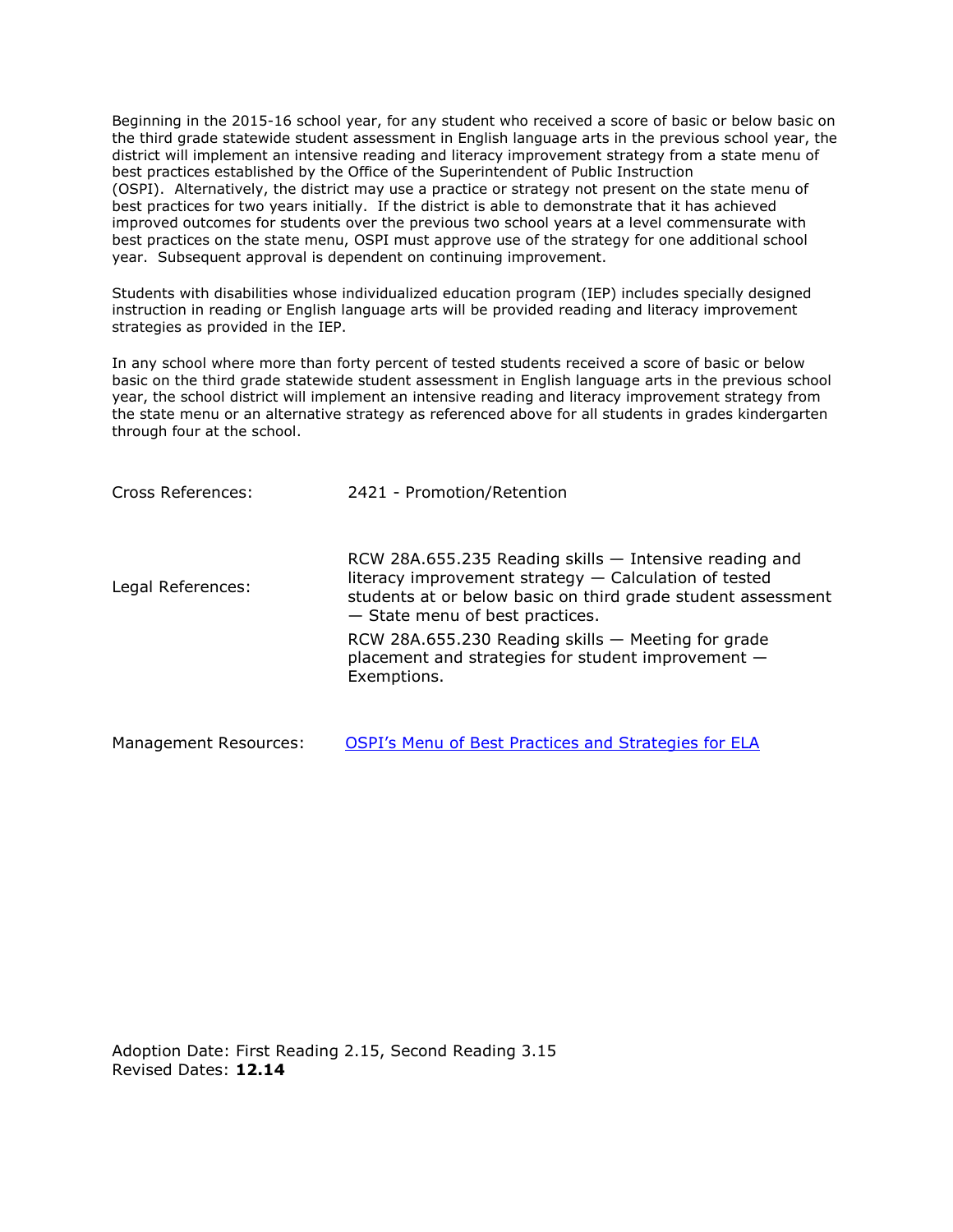Beginning in the 2015-16 school year, for any student who received a score of basic or below basic on the third grade statewide student assessment in English language arts in the previous school year, the district will implement an intensive reading and literacy improvement strategy from a state menu of best practices established by the Office of the Superintendent of Public Instruction (OSPI). Alternatively, the district may use a practice or strategy not present on the state menu of best practices for two years initially. If the district is able to demonstrate that it has achieved improved outcomes for students over the previous two school years at a level commensurate with best practices on the state menu, OSPI must approve use of the strategy for one additional school year. Subsequent approval is dependent on continuing improvement.

Students with disabilities whose individualized education program (IEP) includes specially designed instruction in reading or English language arts will be provided reading and literacy improvement strategies as provided in the IEP.

In any school where more than forty percent of tested students received a score of basic or below basic on the third grade statewide student assessment in English language arts in the previous school year, the school district will implement an intensive reading and literacy improvement strategy from the state menu or an alternative strategy as referenced above for all students in grades kindergarten through four at the school.

| | |
|---|---|
| Cross References: | 2421 - Promotion/Retention |
| Legal References: | RCW 28A.655.235 Reading skills — Intensive reading and literacy improvement strategy — Calculation of tested students at or below basic on third grade student assessment — State menu of best practices.<br>RCW 28A.655.230 Reading skills — Meeting for grade placement and strategies for student improvement — Exemptions. |
| Management Resources: | OSPI's Menu of Best Practices and Strategies for ELA |

Adoption Date: First Reading 2.15, Second Reading 3.15
Revised Dates: **12.14**